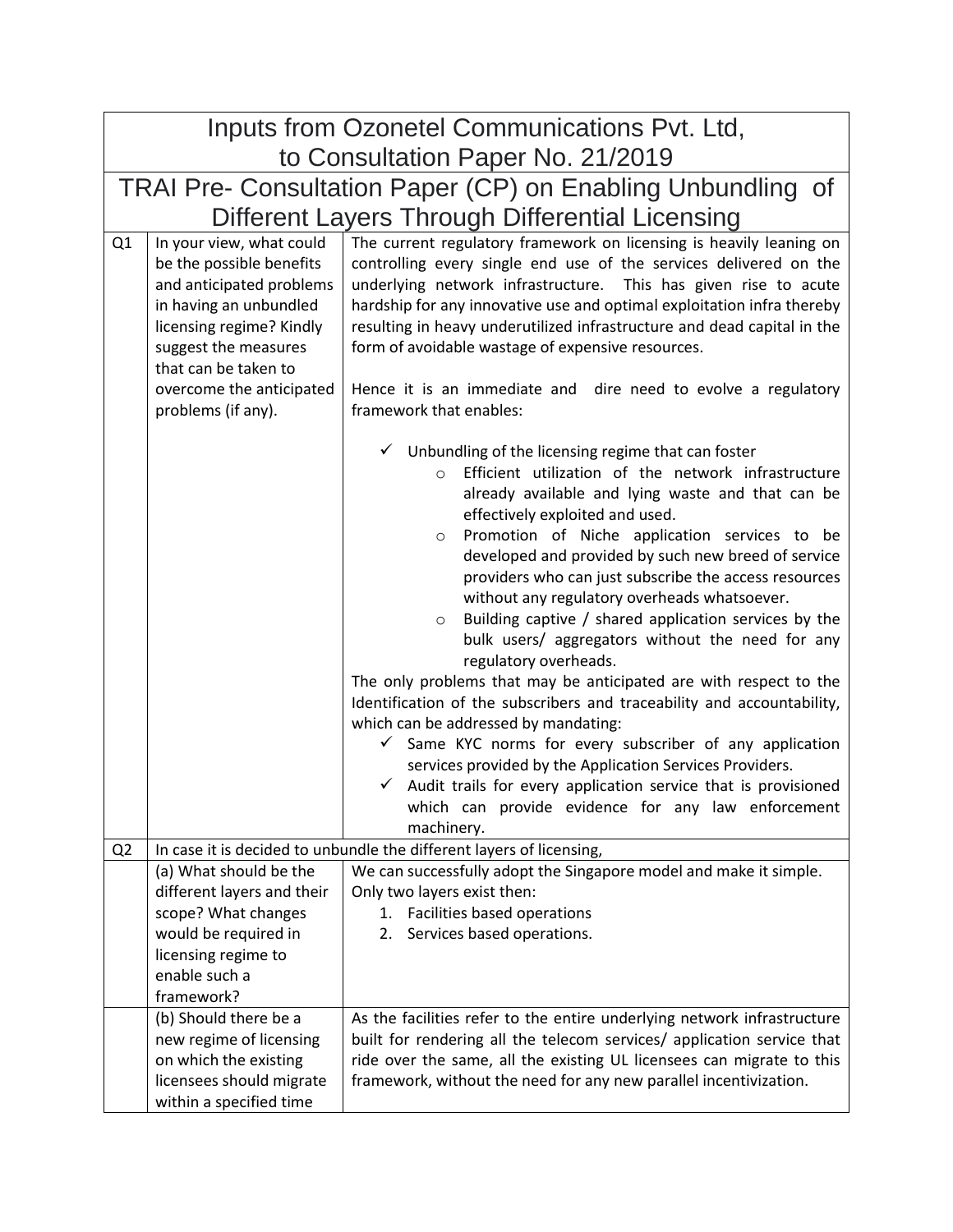# Inputs from Ozonetel Communications Pvt. Ltd, to Consultation Paper No. 21/2019

## TRAI Pre- Consultation Paper (CP) on Enabling Unbundling of Different Layers Through Differential Licensing

| | | |
|---|---|---|
| Q1 | In your view, what could be the possible benefits and anticipated problems in having an unbundled licensing regime? Kindly suggest the measures that can be taken to overcome the anticipated problems (if any). | The current regulatory framework on licensing is heavily leaning on controlling every single end use of the services delivered on the underlying network infrastructure. This has given rise to acute hardship for any innovative use and optimal exploitation infra thereby resulting in heavy underutilized infrastructure and dead capital in the form of avoidable wastage of expensive resources.<br><br>Hence it is an immediate and dire need to evolve a regulatory framework that enables:<br><br>✓ Unbundling of the licensing regime that can foster<br>o Efficient utilization of the network infrastructure already available and lying waste and that can be effectively exploited and used.<br>o Promotion of Niche application services to be developed and provided by such new breed of service providers who can just subscribe the access resources without any regulatory overheads whatsoever.<br>o Building captive / shared application services by the bulk users/ aggregators without the need for any regulatory overheads.<br><br>The only problems that may be anticipated are with respect to the Identification of the subscribers and traceability and accountability, which can be addressed by mandating:<br>✓ Same KYC norms for every subscriber of any application services provided by the Application Services Providers.<br>✓ Audit trails for every application service that is provisioned which can provide evidence for any law enforcement machinery. |
| Q2 | In case it is decided to unbundle the different layers of licensing, | |
| | (a) What should be the different layers and their scope? What changes would be required in licensing regime to enable such a framework? | We can successfully adopt the Singapore model and make it simple. Only two layers exist then:<br>1. Facilities based operations<br>2. Services based operations. |
| | (b) Should there be a new regime of licensing on which the existing licensees should migrate within a specified time | As the facilities refer to the entire underlying network infrastructure built for rendering all the telecom services/ application service that ride over the same, all the existing UL licensees can migrate to this framework, without the need for any new parallel incentivization. |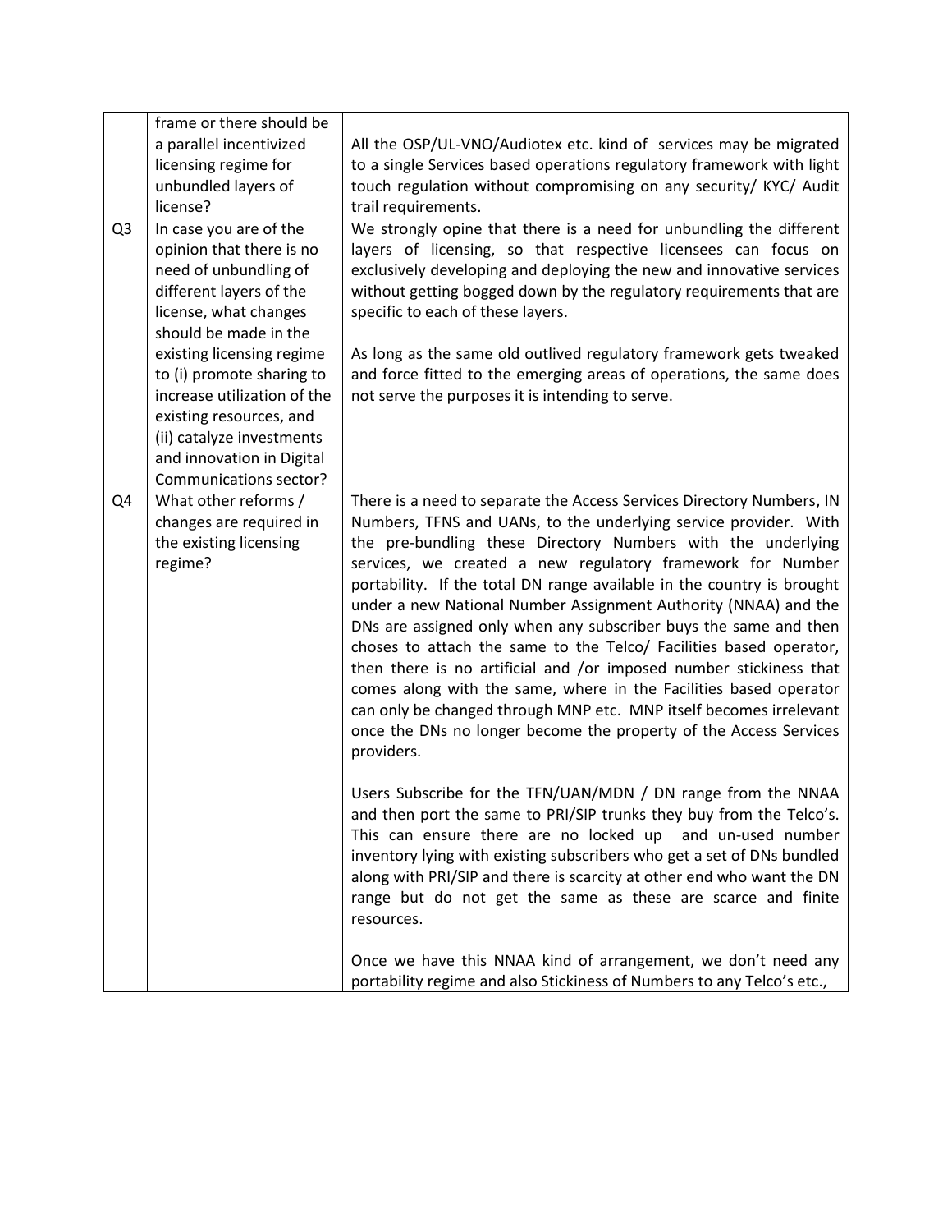| | | |
|---|---|---|
| | frame or there should be a parallel incentivized licensing regime for unbundled layers of license? | All the OSP/UL-VNO/Audiotex etc. kind of services may be migrated to a single Services based operations regulatory framework with light touch regulation without compromising on any security/ KYC/ Audit trail requirements. |
| Q3 | In case you are of the opinion that there is no need of unbundling of different layers of the license, what changes should be made in the existing licensing regime to (i) promote sharing to increase utilization of the existing resources, and (ii) catalyze investments and innovation in Digital Communications sector? | We strongly opine that there is a need for unbundling the different layers of licensing, so that respective licensees can focus on exclusively developing and deploying the new and innovative services without getting bogged down by the regulatory requirements that are specific to each of these layers.<br><br>As long as the same old outlived regulatory framework gets tweaked and force fitted to the emerging areas of operations, the same does not serve the purposes it is intending to serve. |
| Q4 | What other reforms / changes are required in the existing licensing regime? | There is a need to separate the Access Services Directory Numbers, IN Numbers, TFNS and UANs, to the underlying service provider. With the pre-bundling these Directory Numbers with the underlying services, we created a new regulatory framework for Number portability. If the total DN range available in the country is brought under a new National Number Assignment Authority (NNAA) and the DNs are assigned only when any subscriber buys the same and then choses to attach the same to the Telco/ Facilities based operator, then there is no artificial and /or imposed number stickiness that comes along with the same, where in the Facilities based operator can only be changed through MNP etc. MNP itself becomes irrelevant once the DNs no longer become the property of the Access Services providers.<br><br>Users Subscribe for the TFN/UAN/MDN / DN range from the NNAA and then port the same to PRI/SIP trunks they buy from the Telco's. This can ensure there are no locked up and un-used number inventory lying with existing subscribers who get a set of DNs bundled along with PRI/SIP and there is scarcity at other end who want the DN range but do not get the same as these are scarce and finite resources.<br><br>Once we have this NNAA kind of arrangement, we don't need any portability regime and also Stickiness of Numbers to any Telco's etc., |